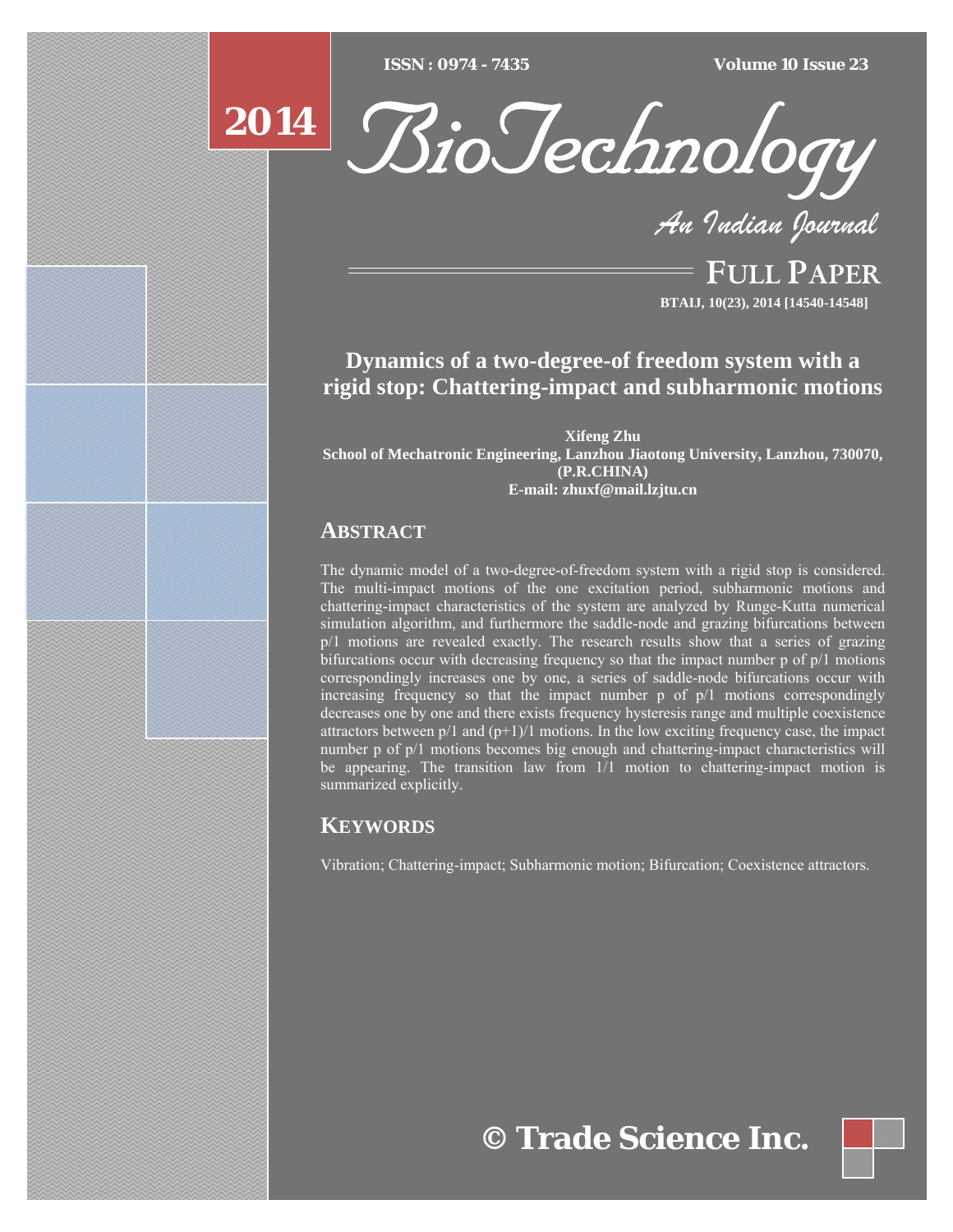# Dynamics of a two-degree-of freedom system with a rigid stop: Chattering-impact and subharmonic motions

**Xifeng Zhu**
**School of Mechatronic Engineering, Lanzhou Jiaotong University, Lanzhou, 730070, (P.R.CHINA)**
**E-mail: zhuxf@mail.lzjtu.cn**

## ABSTRACT

The dynamic model of a two-degree-of-freedom system with a rigid stop is considered. The multi-impact motions of the one excitation period, subharmonic motions and chattering-impact characteristics of the system are analyzed by Runge-Kutta numerical simulation algorithm, and furthermore the saddle-node and grazing bifurcations between p/1 motions are revealed exactly. The research results show that a series of grazing bifurcations occur with decreasing frequency so that the impact number p of p/1 motions correspondingly increases one by one, a series of saddle-node bifurcations occur with increasing frequency so that the impact number p of p/1 motions correspondingly decreases one by one and there exists frequency hysteresis range and multiple coexistence attractors between p/1 and (p+1)/1 motions. In the low exciting frequency case, the impact number p of p/1 motions becomes big enough and chattering-impact characteristics will be appearing. The transition law from 1/1 motion to chattering-impact motion is summarized explicitly.

## KEYWORDS

Vibration; Chattering-impact; Subharmonic motion; Bifurcation; Coexistence attractors.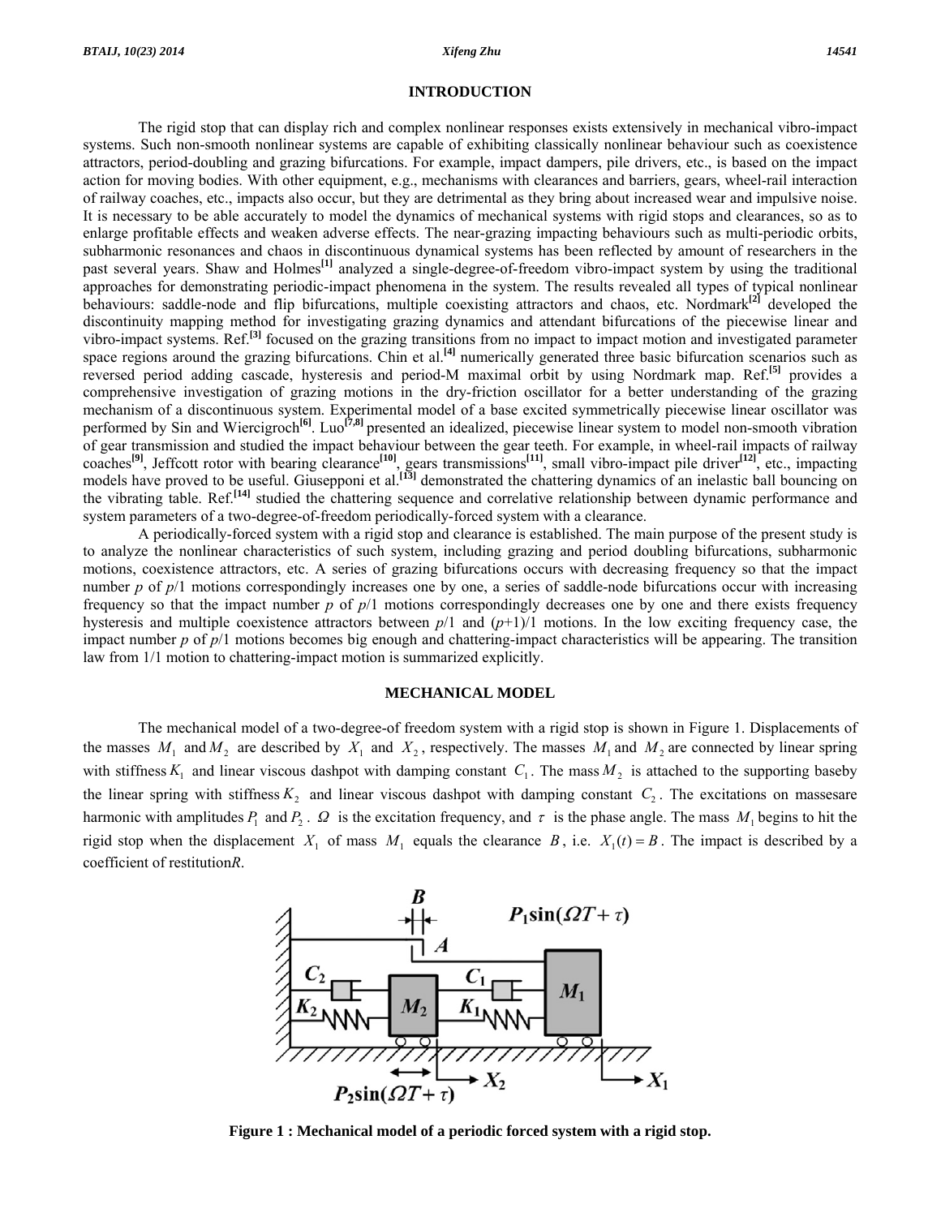## INTRODUCTION

The rigid stop that can display rich and complex nonlinear responses exists extensively in mechanical vibro-impact systems. Such non-smooth nonlinear systems are capable of exhibiting classically nonlinear behaviour such as coexistence attractors, period-doubling and grazing bifurcations. For example, impact dampers, pile drivers, etc., is based on the impact action for moving bodies. With other equipment, e.g., mechanisms with clearances and barriers, gears, wheel-rail interaction of railway coaches, etc., impacts also occur, but they are detrimental as they bring about increased wear and impulsive noise. It is necessary to be able accurately to model the dynamics of mechanical systems with rigid stops and clearances, so as to enlarge profitable effects and weaken adverse effects. The near-grazing impacting behaviours such as multi-periodic orbits, subharmonic resonances and chaos in discontinuous dynamical systems has been reflected by amount of researchers in the past several years. Shaw and Holmes[1] analyzed a single-degree-of-freedom vibro-impact system by using the traditional approaches for demonstrating periodic-impact phenomena in the system. The results revealed all types of typical nonlinear behaviours: saddle-node and flip bifurcations, multiple coexisting attractors and chaos, etc. Nordmark[2] developed the discontinuity mapping method for investigating grazing dynamics and attendant bifurcations of the piecewise linear and vibro-impact systems. Ref.[3] focused on the grazing transitions from no impact to impact motion and investigated parameter space regions around the grazing bifurcations. Chin et al.[4] numerically generated three basic bifurcation scenarios such as reversed period adding cascade, hysteresis and period-M maximal orbit by using Nordmark map. Ref.[5] provides a comprehensive investigation of grazing motions in the dry-friction oscillator for a better understanding of the grazing mechanism of a discontinuous system. Experimental model of a base excited symmetrically piecewise linear oscillator was performed by Sin and Wiercigroch[6]. Luo[7,8] presented an idealized, piecewise linear system to model non-smooth vibration of gear transmission and studied the impact behaviour between the gear teeth. For example, in wheel-rail impacts of railway coaches[9], Jeffcott rotor with bearing clearance[10], gears transmissions[11], small vibro-impact pile driver[12], etc., impacting models have proved to be useful. Giusepponi et al.[13] demonstrated the chattering dynamics of an inelastic ball bouncing on the vibrating table. Ref.[14] studied the chattering sequence and correlative relationship between dynamic performance and system parameters of a two-degree-of-freedom periodically-forced system with a clearance.

A periodically-forced system with a rigid stop and clearance is established. The main purpose of the present study is to analyze the nonlinear characteristics of such system, including grazing and period doubling bifurcations, subharmonic motions, coexistence attractors, etc. A series of grazing bifurcations occurs with decreasing frequency so that the impact number *p* of *p*/1 motions correspondingly increases one by one, a series of saddle-node bifurcations occur with increasing frequency so that the impact number *p* of *p*/1 motions correspondingly decreases one by one and there exists frequency hysteresis and multiple coexistence attractors between *p*/1 and (*p*+1)/1 motions. In the low exciting frequency case, the impact number *p* of *p*/1 motions becomes big enough and chattering-impact characteristics will be appearing. The transition law from 1/1 motion to chattering-impact motion is summarized explicitly.

## MECHANICAL MODEL

The mechanical model of a two-degree-of freedom system with a rigid stop is shown in Figure 1. Displacements of the masses $M_1$ and $M_2$ are described by $X_1$ and $X_2$, respectively. The masses $M_1$ and $M_2$ are connected by linear spring with stiffness $K_1$ and linear viscous dashpot with damping constant $C_1$. The mass $M_2$ is attached to the supporting baseby the linear spring with stiffness $K_2$ and linear viscous dashpot with damping constant $C_2$. The excitations on massesare harmonic with amplitudes $P_1$ and $P_2$. $\Omega$ is the excitation frequency, and $\tau$ is the phase angle. The mass $M_1$ begins to hit the rigid stop when the displacement $X_1$ of mass $M_1$ equals the clearance $B$, i.e. $X_1(t) = B$. The impact is described by a coefficient of restitution*R*.

**Figure 1 : Mechanical model of a periodic forced system with a rigid stop.**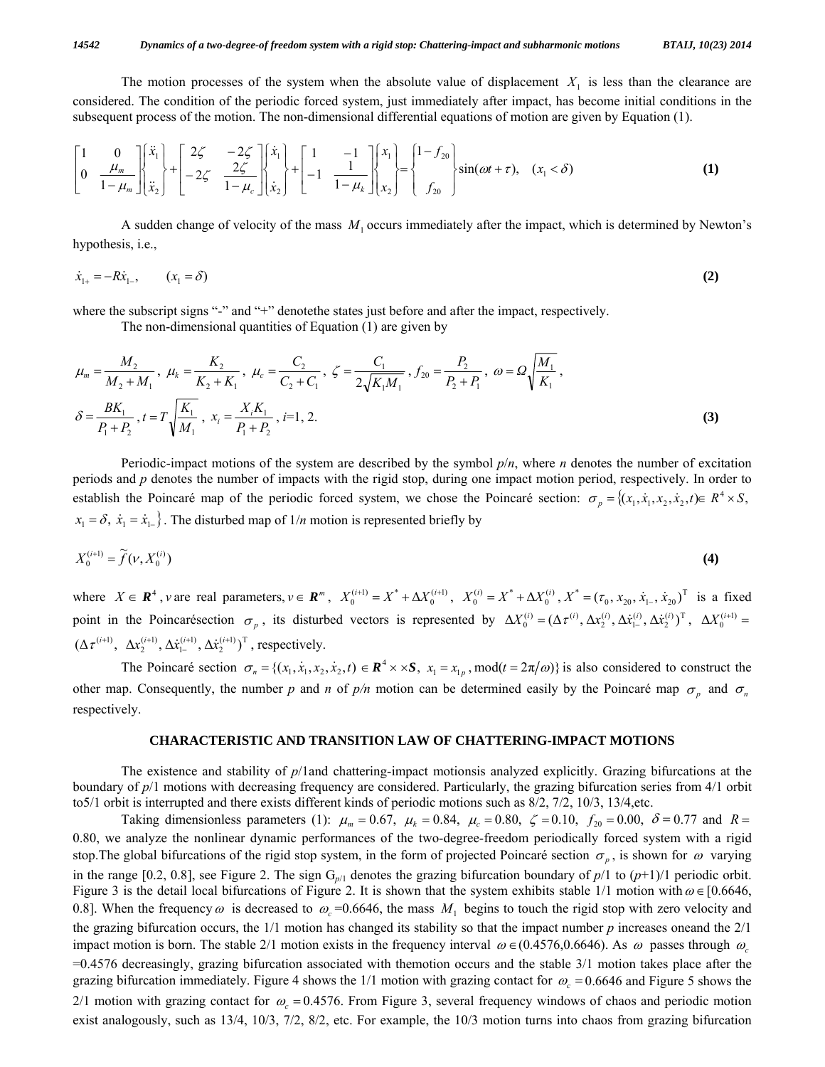The motion processes of the system when the absolute value of displacement $X_1$ is less than the clearance are considered. The condition of the periodic forced system, just immediately after impact, has become initial conditions in the subsequent process of the motion. The non-dimensional differential equations of motion are given by Equation (1).

$$\begin{bmatrix} 1 & 0 \\ 0 & \frac{\mu_m}{1-\mu_m} \end{bmatrix} \begin{Bmatrix} \ddot{x}_1 \\ \ddot{x}_2 \end{Bmatrix} + \begin{bmatrix} 2\zeta & -2\zeta \\ -2\zeta & \frac{2\zeta}{1-\mu_c} \end{bmatrix} \begin{Bmatrix} \dot{x}_1 \\ \dot{x}_2 \end{Bmatrix} + \begin{bmatrix} 1 & -1 \\ -1 & \frac{1}{1-\mu_k} \end{bmatrix} \begin{Bmatrix} x_1 \\ x_2 \end{Bmatrix} = \begin{Bmatrix} 1-f_{20} \\ f_{20} \end{Bmatrix} \sin(\omega t + \tau), \quad (x_1 < \delta) \tag{1}$$

A sudden change of velocity of the mass $M_1$ occurs immediately after the impact, which is determined by Newton's hypothesis, i.e.,

$$\dot{x}_{1+} = -R\dot{x}_{1-}, \qquad (x_1 = \delta) \tag{2}$$

where the subscript signs "-" and "+" denotethe states just before and after the impact, respectively.

The non-dimensional quantities of Equation (1) are given by

$$\mu_m = \frac{M_2}{M_2 + M_1},\ \mu_k = \frac{K_2}{K_2 + K_1},\ \mu_c = \frac{C_2}{C_2 + C_1},\ \zeta = \frac{C_1}{2\sqrt{K_1 M_1}},\ f_{20} = \frac{P_2}{P_2 + P_1},\ \omega = \Omega\sqrt{\frac{M_1}{K_1}},$$

$$\delta = \frac{BK_1}{P_1 + P_2},\ t = T\sqrt{\frac{K_1}{M_1}},\ x_i = \frac{X_i K_1}{P_1 + P_2},\ i=1, 2. \tag{3}$$

Periodic-impact motions of the system are described by the symbol $p/n$, where $n$ denotes the number of excitation periods and $p$ denotes the number of impacts with the rigid stop, during one impact motion period, respectively. In order to establish the Poincaré map of the periodic forced system, we chose the Poincaré section: $\sigma_p = \{(x_1, \dot{x}_1, x_2, \dot{x}_2, t) \in R^4 \times S,\ x_1 = \delta,\ \dot{x}_1 = \dot{x}_{1-}\}$. The disturbed map of $1/n$ motion is represented briefly by

$$X_0^{(i+1)} = \widetilde{f}(\nu, X_0^{(i)}) \tag{4}$$

where $X \in \boldsymbol{R}^4$, $\nu$ are real parameters, $\nu \in \boldsymbol{R}^m$, $X_0^{(i+1)} = X^* + \Delta X_0^{(i+1)}$, $X_0^{(i)} = X^* + \Delta X_0^{(i)}$, $X^* = (\tau_0, x_{20}, \dot{x}_{1-}, \dot{x}_{20})^{\mathrm{T}}$ is a fixed point in the Poincarésection $\sigma_p$, its disturbed vectors is represented by $\Delta X_0^{(i)} = (\Delta\tau^{(i)}, \Delta x_2^{(i)}, \Delta\dot{x}_{1-}^{(i)}, \Delta\dot{x}_2^{(i)})^{\mathrm{T}}$, $\Delta X_0^{(i+1)} = (\Delta\tau^{(i+1)},\ \Delta x_2^{(i+1)}, \Delta\dot{x}_{1-}^{(i+1)}, \Delta\dot{x}_2^{(i+1)})^{\mathrm{T}}$, respectively.

The Poincaré section $\sigma_n = \{(x_1, \dot{x}_1, x_2, \dot{x}_2, t) \in \boldsymbol{R}^4 \times \times \boldsymbol{S},\ x_1 = x_{1p}, \mathrm{mod}(t = 2\pi/\omega)\}$ is also considered to construct the other map. Consequently, the number $p$ and $n$ of $p/n$ motion can be determined easily by the Poincaré map $\sigma_p$ and $\sigma_n$ respectively.

## CHARACTERISTIC AND TRANSITION LAW OF CHATTERING-IMPACT MOTIONS

The existence and stability of $p$/1and chattering-impact motionsis analyzed explicitly. Grazing bifurcations at the boundary of $p$/1 motions with decreasing frequency are considered. Particularly, the grazing bifurcation series from 4/1 orbit to5/1 orbit is interrupted and there exists different kinds of periodic motions such as 8/2, 7/2, 10/3, 13/4,etc.

Taking dimensionless parameters (1): $\mu_m = 0.67$, $\mu_k = 0.84$, $\mu_c = 0.80$, $\zeta = 0.10$, $f_{20} = 0.00$, $\delta = 0.77$ and $R =$ 0.80, we analyze the nonlinear dynamic performances of the two-degree-freedom periodically forced system with a rigid stop.The global bifurcations of the rigid stop system, in the form of projected Poincaré section $\sigma_p$, is shown for $\omega$ varying in the range [0.2, 0.8], see Figure 2. The sign $G_{p/1}$ denotes the grazing bifurcation boundary of $p$/1 to ($p$+1)/1 periodic orbit. Figure 3 is the detail local bifurcations of Figure 2. It is shown that the system exhibits stable 1/1 motion with $\omega \in$ [0.6646, 0.8]. When the frequency $\omega$ is decreased to $\omega_c$ =0.6646, the mass $M_1$ begins to touch the rigid stop with zero velocity and the grazing bifurcation occurs, the 1/1 motion has changed its stability so that the impact number $p$ increases oneand the 2/1 impact motion is born. The stable 2/1 motion exists in the frequency interval $\omega \in (0.4576, 0.6646)$. As $\omega$ passes through $\omega_c$ =0.4576 decreasingly, grazing bifurcation associated with themotion occurs and the stable 3/1 motion takes place after the grazing bifurcation immediately. Figure 4 shows the 1/1 motion with grazing contact for $\omega_c = 0.6646$ and Figure 5 shows the 2/1 motion with grazing contact for $\omega_c = 0.4576$. From Figure 3, several frequency windows of chaos and periodic motion exist analogously, such as 13/4, 10/3, 7/2, 8/2, etc. For example, the 10/3 motion turns into chaos from grazing bifurcation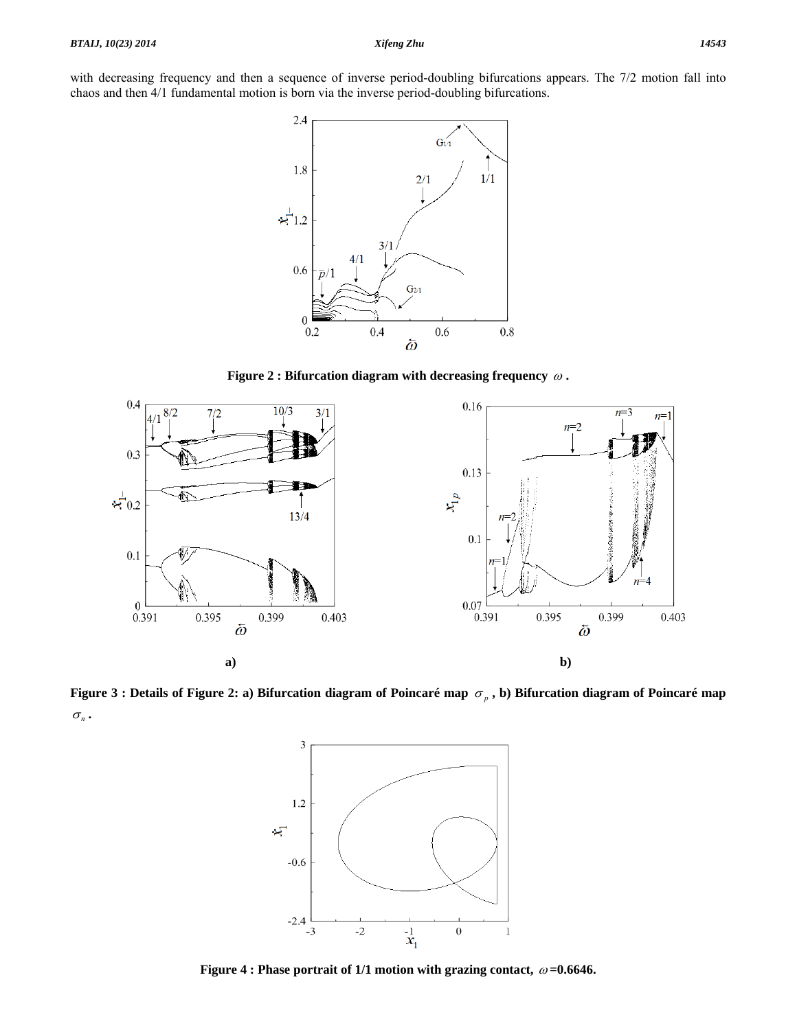with decreasing frequency and then a sequence of inverse period-doubling bifurcations appears. The 7/2 motion fall into chaos and then 4/1 fundamental motion is born via the inverse period-doubling bifurcations.

**Figure 2 : Bifurcation diagram with decreasing frequency $\omega$ .**

**Figure 3 : Details of Figure 2: a) Bifurcation diagram of Poincaré map $\sigma_p$ , b) Bifurcation diagram of Poincaré map $\sigma_n$ .**

**Figure 4 : Phase portrait of 1/1 motion with grazing contact, $\omega$=0.6646.**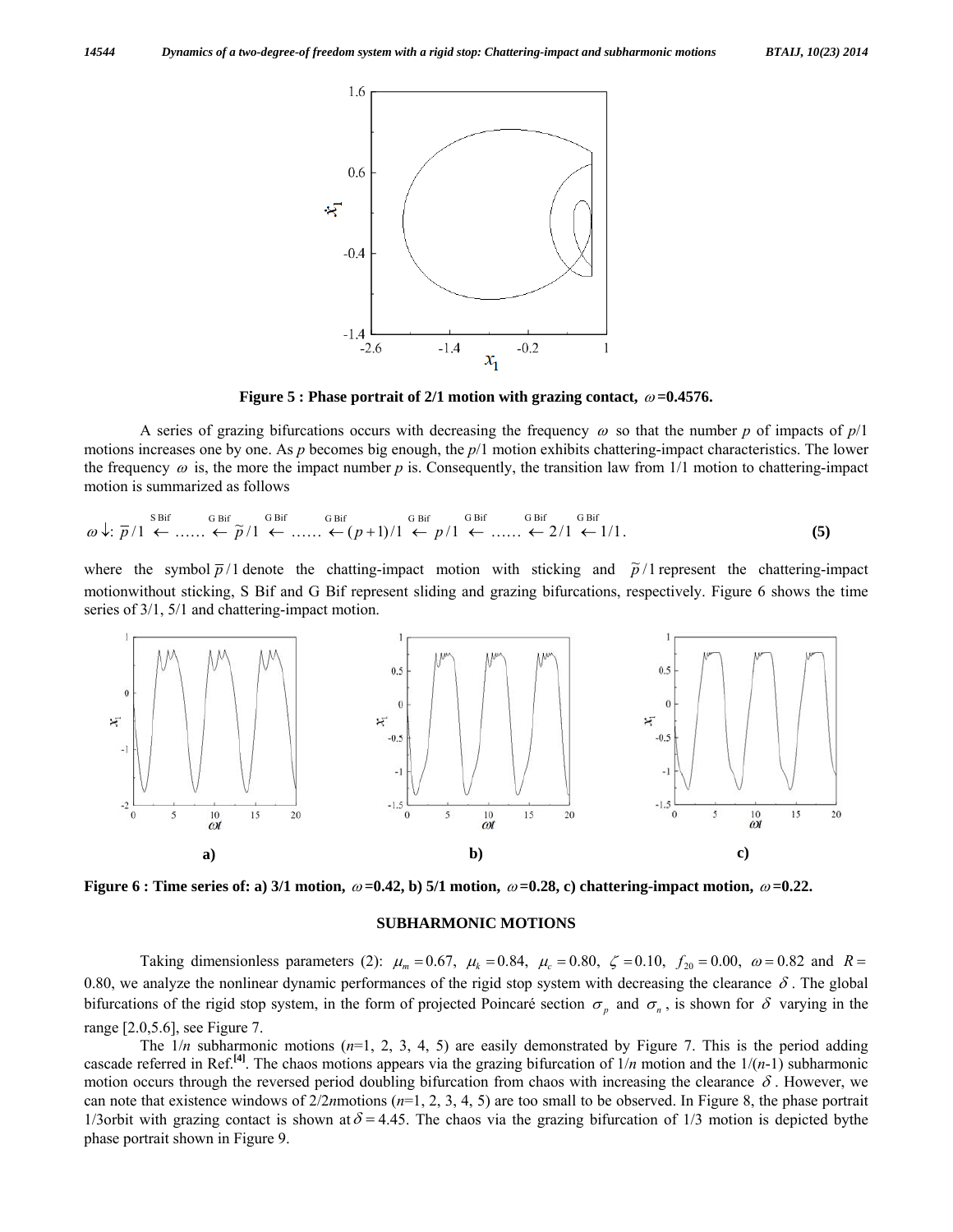Figure 5 : Phase portrait of 2/1 motion with grazing contact, $\omega$=0.4576.

A series of grazing bifurcations occurs with decreasing the frequency $\omega$ so that the number $p$ of impacts of $p$/1 motions increases one by one. As $p$ becomes big enough, the $p$/1 motion exhibits chattering-impact characteristics. The lower the frequency $\omega$ is, the more the impact number $p$ is. Consequently, the transition law from 1/1 motion to chattering-impact motion is summarized as follows

$$\omega\downarrow:\ \overline{p}/1 \overset{\text{S Bif}}{\leftarrow} \ldots\ldots \overset{\text{G Bif}}{\leftarrow} \widetilde{p}/1 \overset{\text{G Bif}}{\leftarrow} \ldots\ldots \overset{\text{G Bif}}{\leftarrow} (p+1)/1 \overset{\text{G Bif}}{\leftarrow} p/1 \overset{\text{G Bif}}{\leftarrow} \ldots\ldots \overset{\text{G Bif}}{\leftarrow} 2/1 \overset{\text{G Bif}}{\leftarrow} 1/1. \quad \textbf{(5)}$$

where the symbol $\overline{p}/1$ denote the chatting-impact motion with sticking and $\widetilde{p}/1$ represent the chattering-impact motionwithout sticking, S Bif and G Bif represent sliding and grazing bifurcations, respectively. Figure 6 shows the time series of 3/1, 5/1 and chattering-impact motion.

Figure 6 : Time series of: a) 3/1 motion, $\omega$=0.42, b) 5/1 motion, $\omega$=0.28, c) chattering-impact motion, $\omega$=0.22.

## SUBHARMONIC MOTIONS

Taking dimensionless parameters (2): $\mu_m = 0.67$, $\mu_k = 0.84$, $\mu_c = 0.80$, $\zeta = 0.10$, $f_{20} = 0.00$, $\omega = 0.82$ and $R =$ 0.80, we analyze the nonlinear dynamic performances of the rigid stop system with decreasing the clearance $\delta$. The global bifurcations of the rigid stop system, in the form of projected Poincaré section $\sigma_p$ and $\sigma_n$, is shown for $\delta$ varying in the range [2.0,5.6], see Figure 7.

The 1/$n$ subharmonic motions ($n$=1, 2, 3, 4, 5) are easily demonstrated by Figure 7. This is the period adding cascade referred in Ref.[4]. The chaos motions appears via the grazing bifurcation of 1/$n$ motion and the 1/($n$-1) subharmonic motion occurs through the reversed period doubling bifurcation from chaos with increasing the clearance $\delta$. However, we can note that existence windows of 2/2$n$motions ($n$=1, 2, 3, 4, 5) are too small to be observed. In Figure 8, the phase portrait 1/3orbit with grazing contact is shown at $\delta = 4.45$. The chaos via the grazing bifurcation of 1/3 motion is depicted bythe phase portrait shown in Figure 9.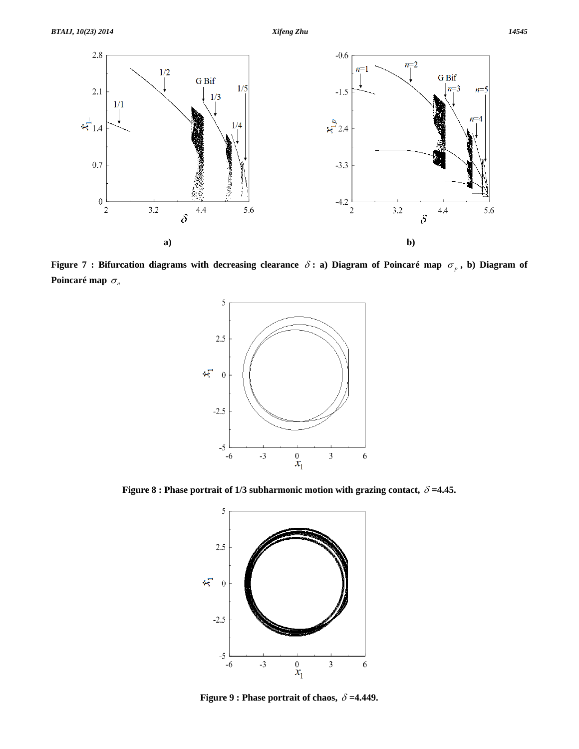**Figure 7 : Bifurcation diagrams with decreasing clearance $\delta$ : a) Diagram of Poincaré map $\sigma_p$ , b) Diagram of Poincaré map $\sigma_n$**

**Figure 8 : Phase portrait of 1/3 subharmonic motion with grazing contact, $\delta$ =4.45.**

**Figure 9 : Phase portrait of chaos, $\delta$ =4.449.**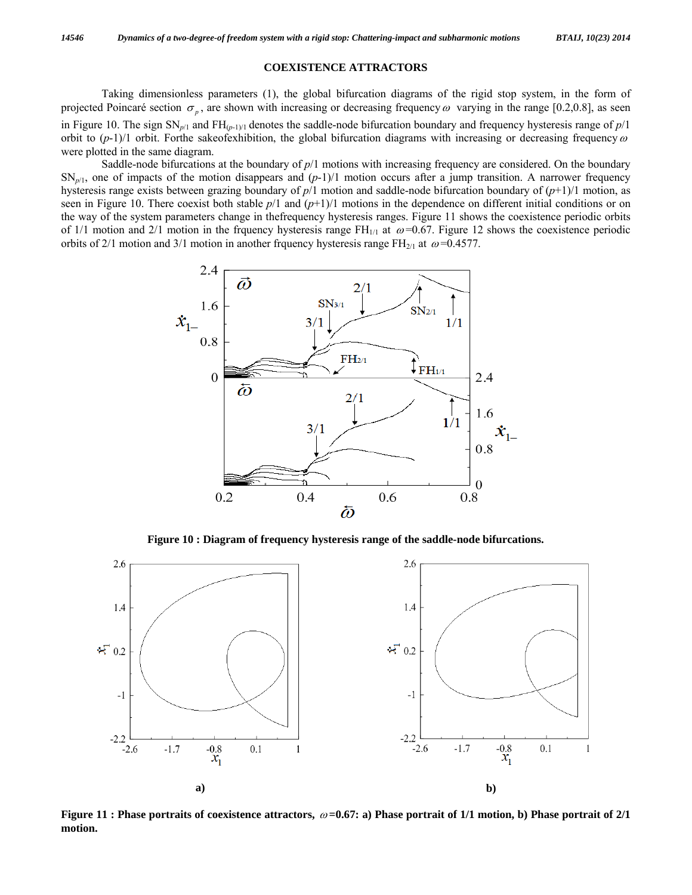## COEXISTENCE ATTRACTORS

Taking dimensionless parameters (1), the global bifurcation diagrams of the rigid stop system, in the form of projected Poincaré section $\sigma_p$, are shown with increasing or decreasing frequency $\omega$ varying in the range [0.2,0.8], as seen in Figure 10. The sign $SN_{p/1}$ and $FH_{(p-1)/1}$ denotes the saddle-node bifurcation boundary and frequency hysteresis range of $p/1$ orbit to $(p-1)/1$ orbit. Forthe sakeofexhibition, the global bifurcation diagrams with increasing or decreasing frequency $\omega$ were plotted in the same diagram.

Saddle-node bifurcations at the boundary of $p/1$ motions with increasing frequency are considered. On the boundary $SN_{p/1}$, one of impacts of the motion disappears and $(p-1)/1$ motion occurs after a jump transition. A narrower frequency hysteresis range exists between grazing boundary of $p/1$ motion and saddle-node bifurcation boundary of $(p+1)/1$ motion, as seen in Figure 10. There coexist both stable $p/1$ and $(p+1)/1$ motions in the dependence on different initial conditions or on the way of the system parameters change in thefrequency hysteresis ranges. Figure 11 shows the coexistence periodic orbits of 1/1 motion and 2/1 motion in the frquency hysteresis range $FH_{1/1}$ at $\omega$=0.67. Figure 12 shows the coexistence periodic orbits of 2/1 motion and 3/1 motion in another frquency hysteresis range $FH_{2/1}$ at $\omega$=0.4577.

**Figure 10 : Diagram of frequency hysteresis range of the saddle-node bifurcations.**

a) b)

**Figure 11 : Phase portraits of coexistence attractors, $\omega$=0.67: a) Phase portrait of 1/1 motion, b) Phase portrait of 2/1 motion.**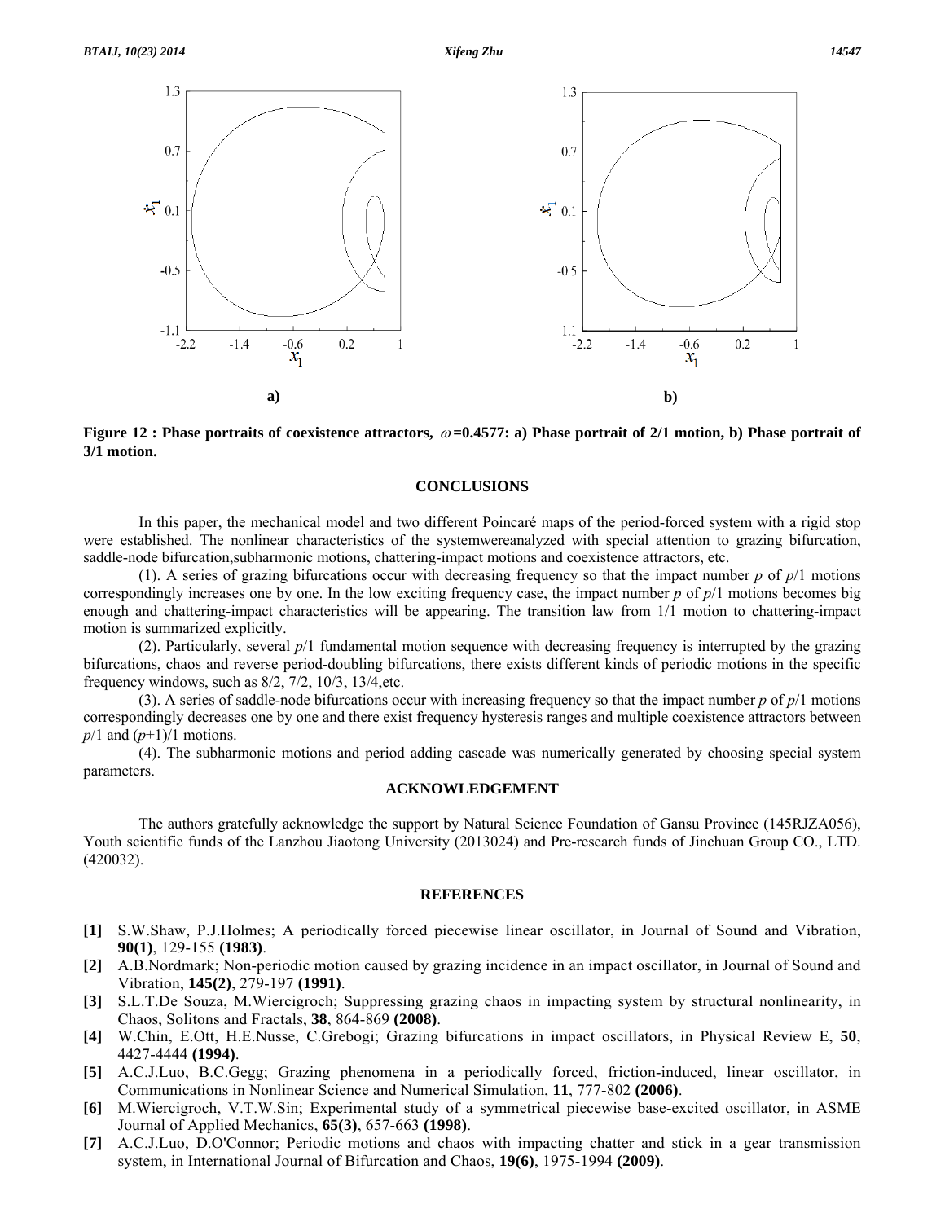**Figure 12 : Phase portraits of coexistence attractors, $\omega$=0.4577: a) Phase portrait of 2/1 motion, b) Phase portrait of 3/1 motion.**

## CONCLUSIONS

In this paper, the mechanical model and two different Poincaré maps of the period-forced system with a rigid stop were established. The nonlinear characteristics of the systemwereanalyzed with special attention to grazing bifurcation, saddle-node bifurcation,subharmonic motions, chattering-impact motions and coexistence attractors, etc.

(1). A series of grazing bifurcations occur with decreasing frequency so that the impact number $p$ of $p/1$ motions correspondingly increases one by one. In the low exciting frequency case, the impact number $p$ of $p/1$ motions becomes big enough and chattering-impact characteristics will be appearing. The transition law from 1/1 motion to chattering-impact motion is summarized explicitly.

(2). Particularly, several $p/1$ fundamental motion sequence with decreasing frequency is interrupted by the grazing bifurcations, chaos and reverse period-doubling bifurcations, there exists different kinds of periodic motions in the specific frequency windows, such as 8/2, 7/2, 10/3, 13/4,etc.

(3). A series of saddle-node bifurcations occur with increasing frequency so that the impact number $p$ of $p/1$ motions correspondingly decreases one by one and there exist frequency hysteresis ranges and multiple coexistence attractors between $p/1$ and $(p+1)/1$ motions.

(4). The subharmonic motions and period adding cascade was numerically generated by choosing special system parameters.

## ACKNOWLEDGEMENT

The authors gratefully acknowledge the support by Natural Science Foundation of Gansu Province (145RJZA056), Youth scientific funds of the Lanzhou Jiaotong University (2013024) and Pre-research funds of Jinchuan Group CO., LTD. (420032).

## REFERENCES

**[1]** S.W.Shaw, P.J.Holmes; A periodically forced piecewise linear oscillator, in Journal of Sound and Vibration, **90(1)**, 129-155 **(1983)**.

**[2]** A.B.Nordmark; Non-periodic motion caused by grazing incidence in an impact oscillator, in Journal of Sound and Vibration, **145(2)**, 279-197 **(1991)**.

**[3]** S.L.T.De Souza, M.Wiercigroch; Suppressing grazing chaos in impacting system by structural nonlinearity, in Chaos, Solitons and Fractals, **38**, 864-869 **(2008)**.

**[4]** W.Chin, E.Ott, H.E.Nusse, C.Grebogi; Grazing bifurcations in impact oscillators, in Physical Review E, **50**, 4427-4444 **(1994)**.

**[5]** A.C.J.Luo, B.C.Gegg; Grazing phenomena in a periodically forced, friction-induced, linear oscillator, in Communications in Nonlinear Science and Numerical Simulation, **11**, 777-802 **(2006)**.

**[6]** M.Wiercigroch, V.T.W.Sin; Experimental study of a symmetrical piecewise base-excited oscillator, in ASME Journal of Applied Mechanics, **65(3)**, 657-663 **(1998)**.

**[7]** A.C.J.Luo, D.O'Connor; Periodic motions and chaos with impacting chatter and stick in a gear transmission system, in International Journal of Bifurcation and Chaos, **19(6)**, 1975-1994 **(2009)**.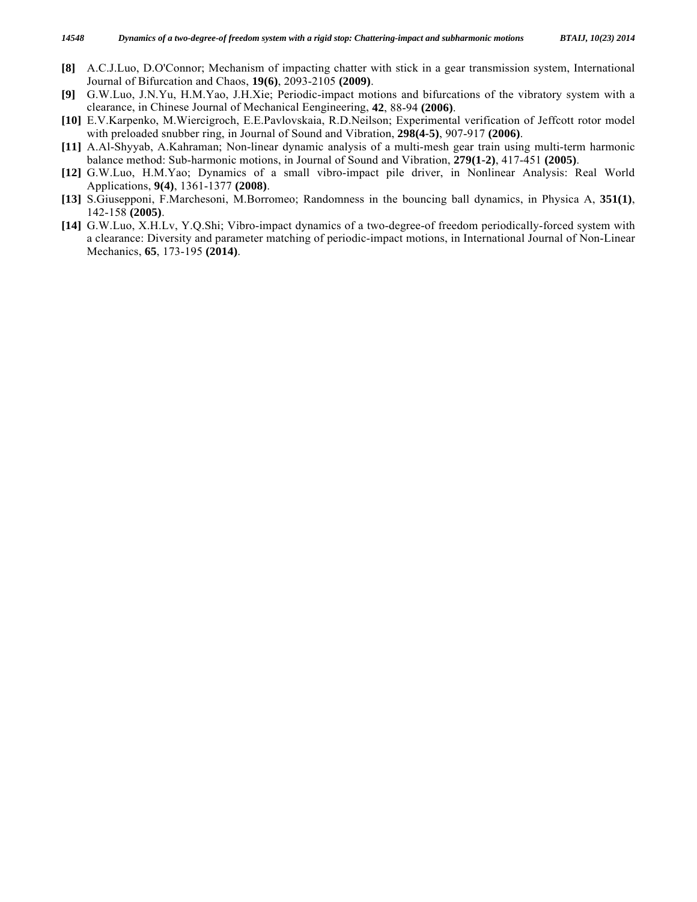**[8]** A.C.J.Luo, D.O'Connor; Mechanism of impacting chatter with stick in a gear transmission system, International Journal of Bifurcation and Chaos, **19(6)**, 2093-2105 **(2009)**.

**[9]** G.W.Luo, J.N.Yu, H.M.Yao, J.H.Xie; Periodic-impact motions and bifurcations of the vibratory system with a clearance, in Chinese Journal of Mechanical Eengineering, **42**, 88-94 **(2006)**.

**[10]** E.V.Karpenko, M.Wiercigroch, E.E.Pavlovskaia, R.D.Neilson; Experimental verification of Jeffcott rotor model with preloaded snubber ring, in Journal of Sound and Vibration, **298(4-5)**, 907-917 **(2006)**.

**[11]** A.Al-Shyyab, A.Kahraman; Non-linear dynamic analysis of a multi-mesh gear train using multi-term harmonic balance method: Sub-harmonic motions, in Journal of Sound and Vibration, **279(1-2)**, 417-451 **(2005)**.

**[12]** G.W.Luo, H.M.Yao; Dynamics of a small vibro-impact pile driver, in Nonlinear Analysis: Real World Applications, **9(4)**, 1361-1377 **(2008)**.

**[13]** S.Giusepponi, F.Marchesoni, M.Borromeo; Randomness in the bouncing ball dynamics, in Physica A, **351(1)**, 142-158 **(2005)**.

**[14]** G.W.Luo, X.H.Lv, Y.Q.Shi; Vibro-impact dynamics of a two-degree-of freedom periodically-forced system with a clearance: Diversity and parameter matching of periodic-impact motions, in International Journal of Non-Linear Mechanics, **65**, 173-195 **(2014)**.